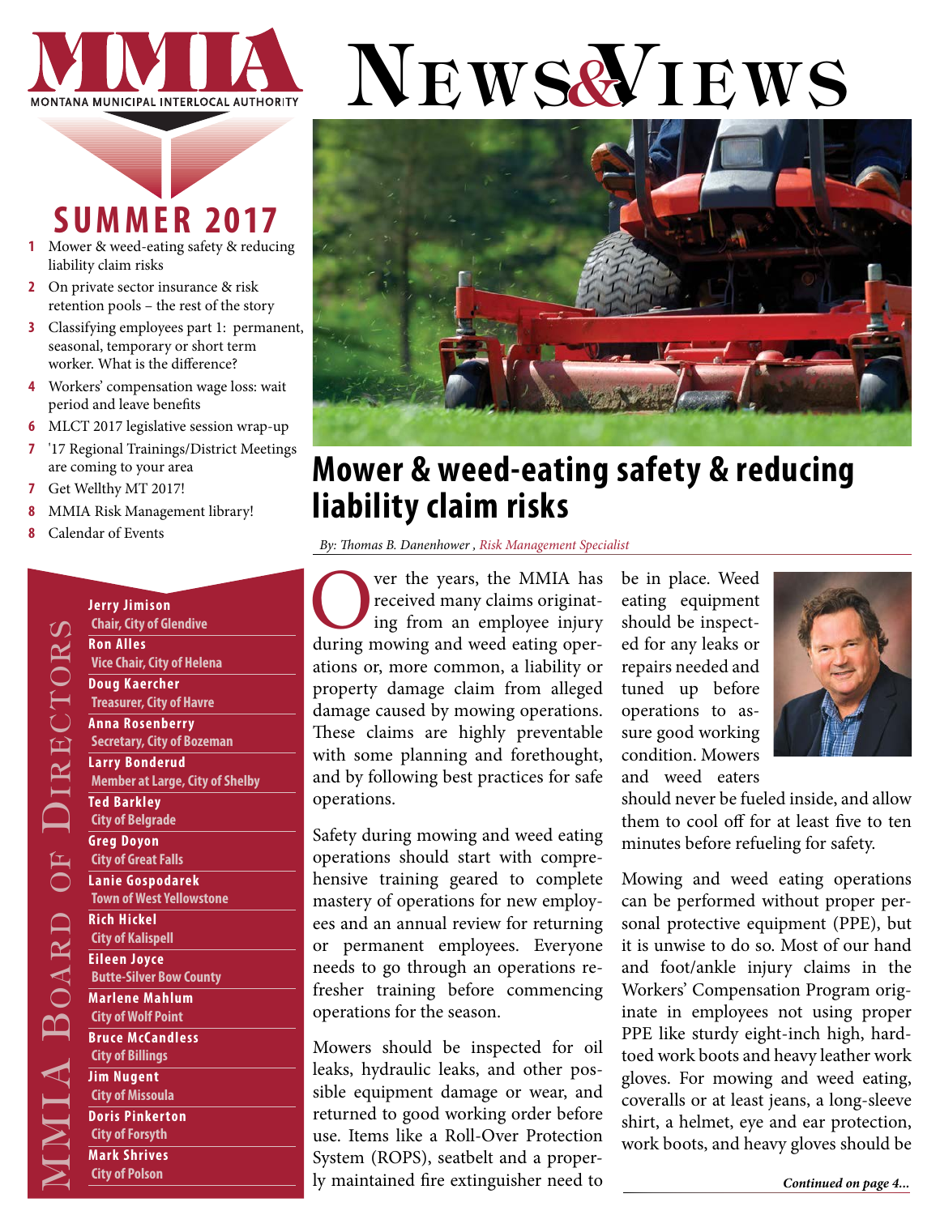# MMIA

MONTANA MUNICIPAL INTERLOCAL AUTHORITY

# News&Views

## SUMMER 2017

- **1** Mower & weed-eating safety & reducing liability claim risks
- **2** On private sector insurance & risk retention pools – the rest of the story
- **3** Classifying employees part 1: permanent, seasonal, temporary or short term worker. What is the difference?
- **4** Workers' compensation wage loss: wait period and leave benefits
- **6** MLCT 2017 legislative session wrap-up
- **7** '17 Regional Trainings/District Meetings are coming to your area
- **7** Get Wellthy MT 2017!
- **8** MMIA Risk Management library!
- **8** Calendar of Events

### MMIA Board of Directors

**Jerry Jimison**
Chair, City of Glendive

**Ron Alles**
Vice Chair, City of Helena

**Doug Kaercher**
Treasurer, City of Havre

**Anna Rosenberry**
Secretary, City of Bozeman

**Larry Bonderud**
Member at Large, City of Shelby

**Ted Barkley**
City of Belgrade

**Greg Doyon**
City of Great Falls

**Lanie Gospodarek**
Town of West Yellowstone

**Rich Hickel**
City of Kalispell

**Eileen Joyce**
Butte-Silver Bow County

**Marlene Mahlum**
City of Wolf Point

**Bruce McCandless**
City of Billings

**Jim Nugent**
City of Missoula

**Doris Pinkerton**
City of Forsyth

**Mark Shrives**
City of Polson

## Mower & weed-eating safety & reducing liability claim risks

*By: Thomas B. Danenhower , Risk Management Specialist*

Over the years, the MMIA has received many claims originating from an employee injury during mowing and weed eating operations or, more common, a liability or property damage claim from alleged damage caused by mowing operations. These claims are highly preventable with some planning and forethought, and by following best practices for safe operations.

Safety during mowing and weed eating operations should start with comprehensive training geared to complete mastery of operations for new employees and an annual review for returning or permanent employees. Everyone needs to go through an operations refresher training before commencing operations for the season.

Mowers should be inspected for oil leaks, hydraulic leaks, and other possible equipment damage or wear, and returned to good working order before use. Items like a Roll-Over Protection System (ROPS), seatbelt and a properly maintained fire extinguisher need to be in place. Weed eating equipment should be inspected for any leaks or repairs needed and tuned up before operations to assure good working condition. Mowers and weed eaters should never be fueled inside, and allow them to cool off for at least five to ten minutes before refueling for safety.

Mowing and weed eating operations can be performed without proper personal protective equipment (PPE), but it is unwise to do so. Most of our hand and foot/ankle injury claims in the Workers' Compensation Program originate in employees not using proper PPE like sturdy eight-inch high, hard-toed work boots and heavy leather work gloves. For mowing and weed eating, coveralls or at least jeans, a long-sleeve shirt, a helmet, eye and ear protection, work boots, and heavy gloves should be

*Continued on page 4...*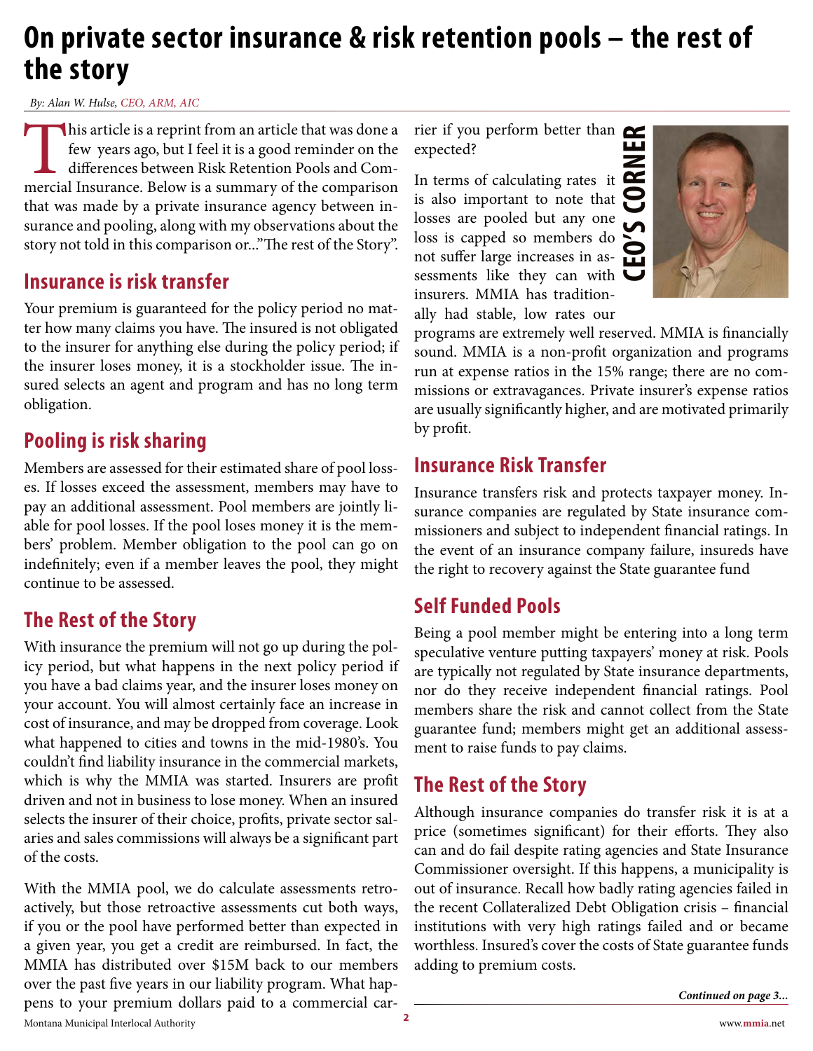# On private sector insurance & risk retention pools – the rest of the story

*By: Alan W. Hulse, CEO, ARM, AIC*

This article is a reprint from an article that was done a few years ago, but I feel it is a good reminder on the differences between Risk Retention Pools and Commercial Insurance. Below is a summary of the comparison that was made by a private insurance agency between insurance and pooling, along with my observations about the story not told in this comparison or..."The rest of the Story".

## Insurance is risk transfer

Your premium is guaranteed for the policy period no matter how many claims you have. The insured is not obligated to the insurer for anything else during the policy period; if the insurer loses money, it is a stockholder issue. The insured selects an agent and program and has no long term obligation.

## Pooling is risk sharing

Members are assessed for their estimated share of pool losses. If losses exceed the assessment, members may have to pay an additional assessment. Pool members are jointly liable for pool losses. If the pool loses money it is the members' problem. Member obligation to the pool can go on indefinitely; even if a member leaves the pool, they might continue to be assessed.

## The Rest of the Story

With insurance the premium will not go up during the policy period, but what happens in the next policy period if you have a bad claims year, and the insurer loses money on your account. You will almost certainly face an increase in cost of insurance, and may be dropped from coverage. Look what happened to cities and towns in the mid-1980's. You couldn't find liability insurance in the commercial markets, which is why the MMIA was started. Insurers are profit driven and not in business to lose money. When an insured selects the insurer of their choice, profits, private sector salaries and sales commissions will always be a significant part of the costs.

With the MMIA pool, we do calculate assessments retroactively, but those retroactive assessments cut both ways, if you or the pool have performed better than expected in a given year, you get a credit are reimbursed. In fact, the MMIA has distributed over $15M back to our members over the past five years in our liability program. What happens to your premium dollars paid to a commercial carrier if you perform better than expected?

**CEO'S CORNER**

In terms of calculating rates it is also important to note that losses are pooled but any one loss is capped so members do not suffer large increases in assessments like they can with insurers. MMIA has traditionally had stable, low rates our programs are extremely well reserved. MMIA is financially sound. MMIA is a non-profit organization and programs run at expense ratios in the 15% range; there are no commissions or extravagances. Private insurer's expense ratios are usually significantly higher, and are motivated primarily by profit.

## Insurance Risk Transfer

Insurance transfers risk and protects taxpayer money. Insurance companies are regulated by State insurance commissioners and subject to independent financial ratings. In the event of an insurance company failure, insureds have the right to recovery against the State guarantee fund

## Self Funded Pools

Being a pool member might be entering into a long term speculative venture putting taxpayers' money at risk. Pools are typically not regulated by State insurance departments, nor do they receive independent financial ratings. Pool members share the risk and cannot collect from the State guarantee fund; members might get an additional assessment to raise funds to pay claims.

## The Rest of the Story

Although insurance companies do transfer risk it is at a price (sometimes significant) for their efforts. They also can and do fail despite rating agencies and State Insurance Commissioner oversight. If this happens, a municipality is out of insurance. Recall how badly rating agencies failed in the recent Collateralized Debt Obligation crisis – financial institutions with very high ratings failed and or became worthless. Insured's cover the costs of State guarantee funds adding to premium costs.

*Continued on page 3...*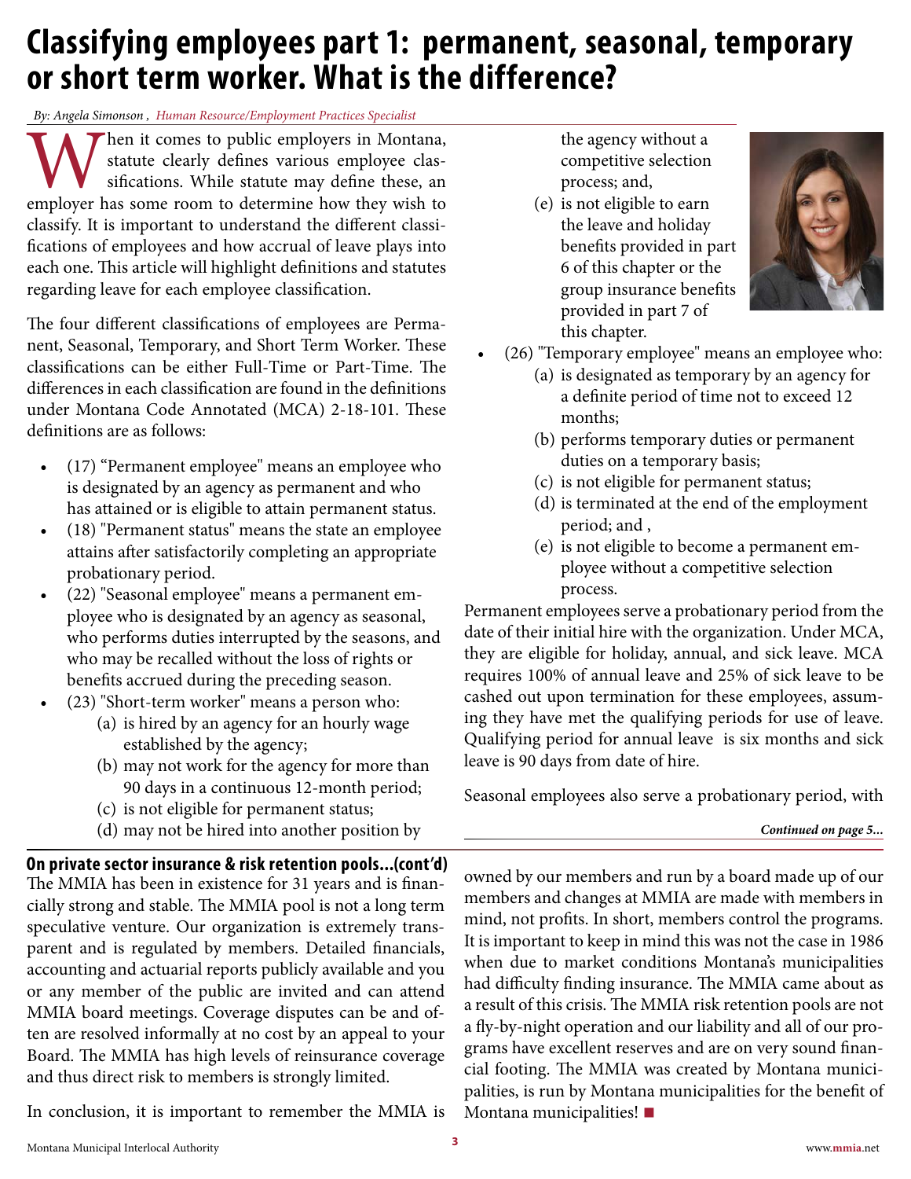# Classifying employees part 1: permanent, seasonal, temporary or short term worker. What is the difference?

*By: Angela Simonson , Human Resource/Employment Practices Specialist*

When it comes to public employers in Montana, statute clearly defines various employee classifications. While statute may define these, an employer has some room to determine how they wish to classify. It is important to understand the different classifications of employees and how accrual of leave plays into each one. This article will highlight definitions and statutes regarding leave for each employee classification.

The four different classifications of employees are Permanent, Seasonal, Temporary, and Short Term Worker. These classifications can be either Full-Time or Part-Time. The differences in each classification are found in the definitions under Montana Code Annotated (MCA) 2-18-101. These definitions are as follows:

- (17) "Permanent employee" means an employee who is designated by an agency as permanent and who has attained or is eligible to attain permanent status.
- (18) "Permanent status" means the state an employee attains after satisfactorily completing an appropriate probationary period.
- (22) "Seasonal employee" means a permanent employee who is designated by an agency as seasonal, who performs duties interrupted by the seasons, and who may be recalled without the loss of rights or benefits accrued during the preceding season.
- (23) "Short-term worker" means a person who:
  - (a) is hired by an agency for an hourly wage established by the agency;
  - (b) may not work for the agency for more than 90 days in a continuous 12-month period;
  - (c) is not eligible for permanent status;
  - (d) may not be hired into another position by the agency without a competitive selection process; and,
  - (e) is not eligible to earn the leave and holiday benefits provided in part 6 of this chapter or the group insurance benefits provided in part 7 of this chapter.
- (26) "Temporary employee" means an employee who:
  - (a) is designated as temporary by an agency for a definite period of time not to exceed 12 months;
  - (b) performs temporary duties or permanent duties on a temporary basis;
  - (c) is not eligible for permanent status;
  - (d) is terminated at the end of the employment period; and ,
  - (e) is not eligible to become a permanent employee without a competitive selection process.

Permanent employees serve a probationary period from the date of their initial hire with the organization. Under MCA, they are eligible for holiday, annual, and sick leave. MCA requires 100% of annual leave and 25% of sick leave to be cashed out upon termination for these employees, assuming they have met the qualifying periods for use of leave. Qualifying period for annual leave is six months and sick leave is 90 days from date of hire.

Seasonal employees also serve a probationary period, with

*Continued on page 5...*

## On private sector insurance & risk retention pools...(cont'd)

The MMIA has been in existence for 31 years and is financially strong and stable. The MMIA pool is not a long term speculative venture. Our organization is extremely transparent and is regulated by members. Detailed financials, accounting and actuarial reports publicly available and you or any member of the public are invited and can attend MMIA board meetings. Coverage disputes can be and often are resolved informally at no cost by an appeal to your Board. The MMIA has high levels of reinsurance coverage and thus direct risk to members is strongly limited.

In conclusion, it is important to remember the MMIA is owned by our members and run by a board made up of our members and changes at MMIA are made with members in mind, not profits. In short, members control the programs. It is important to keep in mind this was not the case in 1986 when due to market conditions Montana's municipalities had difficulty finding insurance. The MMIA came about as a result of this crisis. The MMIA risk retention pools are not a fly-by-night operation and our liability and all of our programs have excellent reserves and are on very sound financial footing. The MMIA was created by Montana municipalities, is run by Montana municipalities for the benefit of Montana municipalities! ■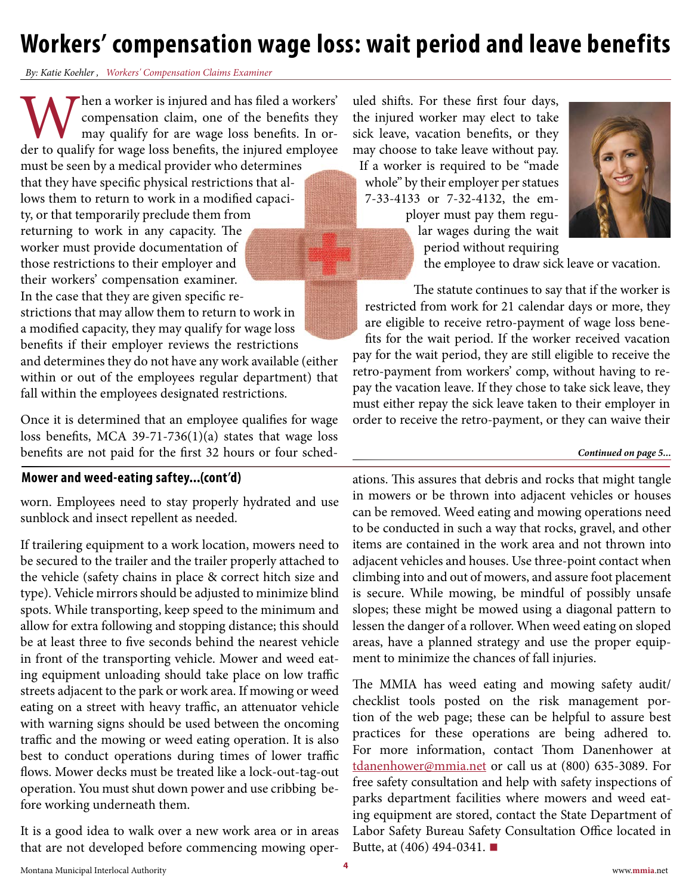# Workers' compensation wage loss: wait period and leave benefits

*By: Katie Koehler , Workers' Compensation Claims Examiner*

When a worker is injured and has filed a workers' compensation claim, one of the benefits they may qualify for are wage loss benefits. In order to qualify for wage loss benefits, the injured employee must be seen by a medical provider who determines that they have specific physical restrictions that allows them to return to work in a modified capacity, or that temporarily preclude them from returning to work in any capacity. The worker must provide documentation of those restrictions to their employer and their workers' compensation examiner. In the case that they are given specific restrictions that may allow them to return to work in a modified capacity, they may qualify for wage loss benefits if their employer reviews the restrictions and determines they do not have any work available (either within or out of the employees regular department) that fall within the employees designated restrictions.

Once it is determined that an employee qualifies for wage loss benefits, MCA 39-71-736(1)(a) states that wage loss benefits are not paid for the first 32 hours or four scheduled shifts. For these first four days, the injured worker may elect to take sick leave, vacation benefits, or they may choose to take leave without pay. If a worker is required to be "made whole" by their employer per statues 7-33-4133 or 7-32-4132, the employer must pay them regular wages during the wait period without requiring the employee to draw sick leave or vacation.

The statute continues to say that if the worker is restricted from work for 21 calendar days or more, they are eligible to receive retro-payment of wage loss benefits for the wait period. If the worker received vacation pay for the wait period, they are still eligible to receive the retro-payment from workers' comp, without having to repay the vacation leave. If they chose to take sick leave, they must either repay the sick leave taken to their employer in order to receive the retro-payment, or they can waive their

***Continued on page 5...***

## Mower and weed-eating saftey...(cont'd)

worn. Employees need to stay properly hydrated and use sunblock and insect repellent as needed.

If trailering equipment to a work location, mowers need to be secured to the trailer and the trailer properly attached to the vehicle (safety chains in place & correct hitch size and type). Vehicle mirrors should be adjusted to minimize blind spots. While transporting, keep speed to the minimum and allow for extra following and stopping distance; this should be at least three to five seconds behind the nearest vehicle in front of the transporting vehicle. Mower and weed eating equipment unloading should take place on low traffic streets adjacent to the park or work area. If mowing or weed eating on a street with heavy traffic, an attenuator vehicle with warning signs should be used between the oncoming traffic and the mowing or weed eating operation. It is also best to conduct operations during times of lower traffic flows. Mower decks must be treated like a lock-out-tag-out operation. You must shut down power and use cribbing before working underneath them.

It is a good idea to walk over a new work area or in areas that are not developed before commencing mowing operations. This assures that debris and rocks that might tangle in mowers or be thrown into adjacent vehicles or houses can be removed. Weed eating and mowing operations need to be conducted in such a way that rocks, gravel, and other items are contained in the work area and not thrown into adjacent vehicles and houses. Use three-point contact when climbing into and out of mowers, and assure foot placement is secure. While mowing, be mindful of possibly unsafe slopes; these might be mowed using a diagonal pattern to lessen the danger of a rollover. When weed eating on sloped areas, have a planned strategy and use the proper equipment to minimize the chances of fall injuries.

The MMIA has weed eating and mowing safety audit/checklist tools posted on the risk management portion of the web page; these can be helpful to assure best practices for these operations are being adhered to. For more information, contact Thom Danenhower at tdanenhower@mmia.net or call us at (800) 635-3089. For free safety consultation and help with safety inspections of parks department facilities where mowers and weed eating equipment are stored, contact the State Department of Labor Safety Bureau Safety Consultation Office located in Butte, at (406) 494-0341. ■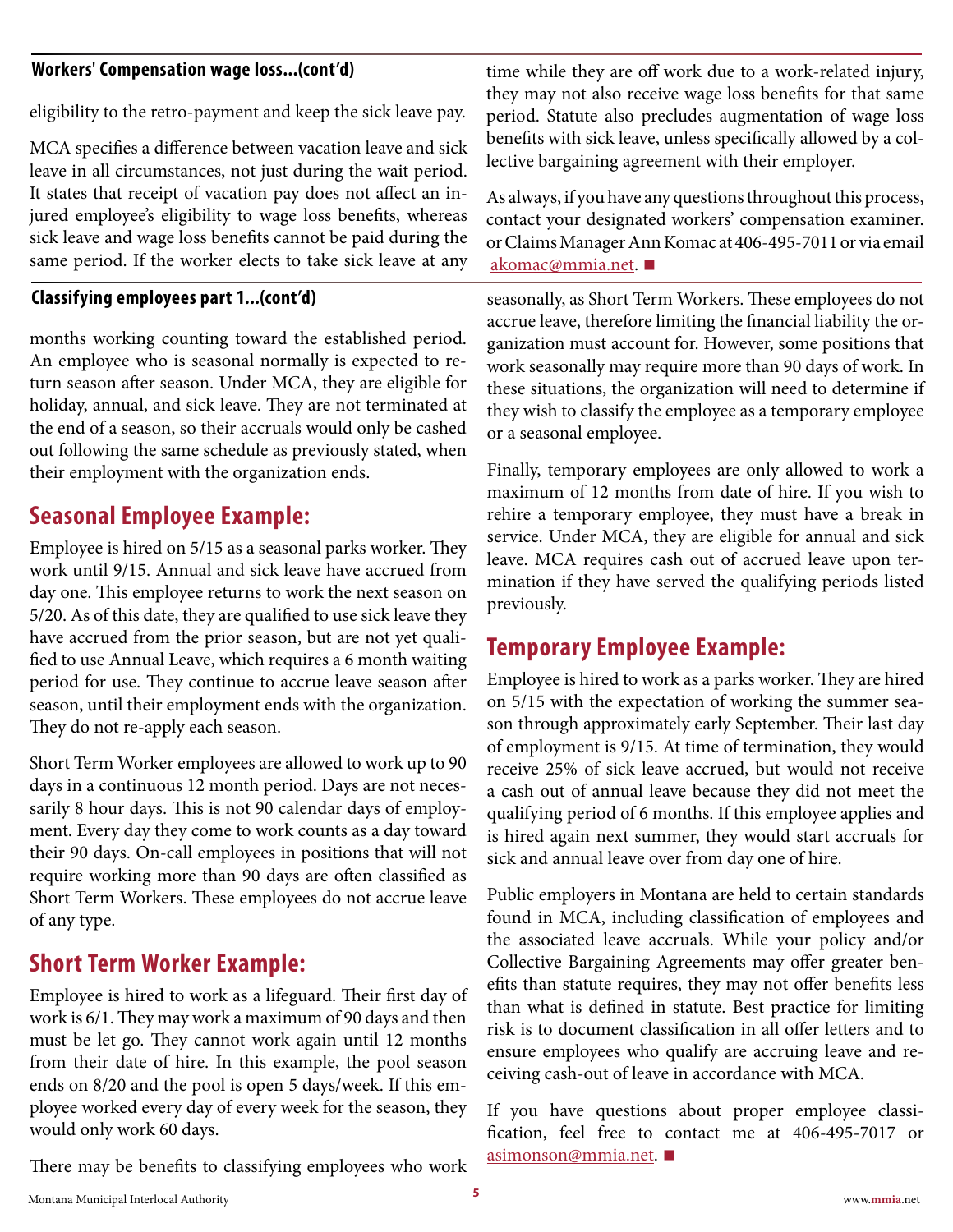### Workers' Compensation wage loss...(cont'd)

eligibility to the retro-payment and keep the sick leave pay.

MCA specifies a difference between vacation leave and sick leave in all circumstances, not just during the wait period. It states that receipt of vacation pay does not affect an injured employee's eligibility to wage loss benefits, whereas sick leave and wage loss benefits cannot be paid during the same period. If the worker elects to take sick leave at any time while they are off work due to a work-related injury, they may not also receive wage loss benefits for that same period. Statute also precludes augmentation of wage loss benefits with sick leave, unless specifically allowed by a collective bargaining agreement with their employer.

As always, if you have any questions throughout this process, contact your designated workers' compensation examiner. or Claims Manager Ann Komac at 406-495-7011 or via email akomac@mmia.net. ■

### Classifying employees part 1...(cont'd)

months working counting toward the established period. An employee who is seasonal normally is expected to return season after season. Under MCA, they are eligible for holiday, annual, and sick leave. They are not terminated at the end of a season, so their accruals would only be cashed out following the same schedule as previously stated, when their employment with the organization ends.

## Seasonal Employee Example:

Employee is hired on 5/15 as a seasonal parks worker. They work until 9/15. Annual and sick leave have accrued from day one. This employee returns to work the next season on 5/20. As of this date, they are qualified to use sick leave they have accrued from the prior season, but are not yet qualified to use Annual Leave, which requires a 6 month waiting period for use. They continue to accrue leave season after season, until their employment ends with the organization. They do not re-apply each season.

Short Term Worker employees are allowed to work up to 90 days in a continuous 12 month period. Days are not necessarily 8 hour days. This is not 90 calendar days of employment. Every day they come to work counts as a day toward their 90 days. On-call employees in positions that will not require working more than 90 days are often classified as Short Term Workers. These employees do not accrue leave of any type.

## Short Term Worker Example:

Employee is hired to work as a lifeguard. Their first day of work is 6/1. They may work a maximum of 90 days and then must be let go. They cannot work again until 12 months from their date of hire. In this example, the pool season ends on 8/20 and the pool is open 5 days/week. If this employee worked every day of every week for the season, they would only work 60 days.

There may be benefits to classifying employees who work seasonally, as Short Term Workers. These employees do not accrue leave, therefore limiting the financial liability the organization must account for. However, some positions that work seasonally may require more than 90 days of work. In these situations, the organization will need to determine if they wish to classify the employee as a temporary employee or a seasonal employee.

Finally, temporary employees are only allowed to work a maximum of 12 months from date of hire. If you wish to rehire a temporary employee, they must have a break in service. Under MCA, they are eligible for annual and sick leave. MCA requires cash out of accrued leave upon termination if they have served the qualifying periods listed previously.

## Temporary Employee Example:

Employee is hired to work as a parks worker. They are hired on 5/15 with the expectation of working the summer season through approximately early September. Their last day of employment is 9/15. At time of termination, they would receive 25% of sick leave accrued, but would not receive a cash out of annual leave because they did not meet the qualifying period of 6 months. If this employee applies and is hired again next summer, they would start accruals for sick and annual leave over from day one of hire.

Public employers in Montana are held to certain standards found in MCA, including classification of employees and the associated leave accruals. While your policy and/or Collective Bargaining Agreements may offer greater benefits than statute requires, they may not offer benefits less than what is defined in statute. Best practice for limiting risk is to document classification in all offer letters and to ensure employees who qualify are accruing leave and receiving cash-out of leave in accordance with MCA.

If you have questions about proper employee classification, feel free to contact me at 406-495-7017 or asimonson@mmia.net. ■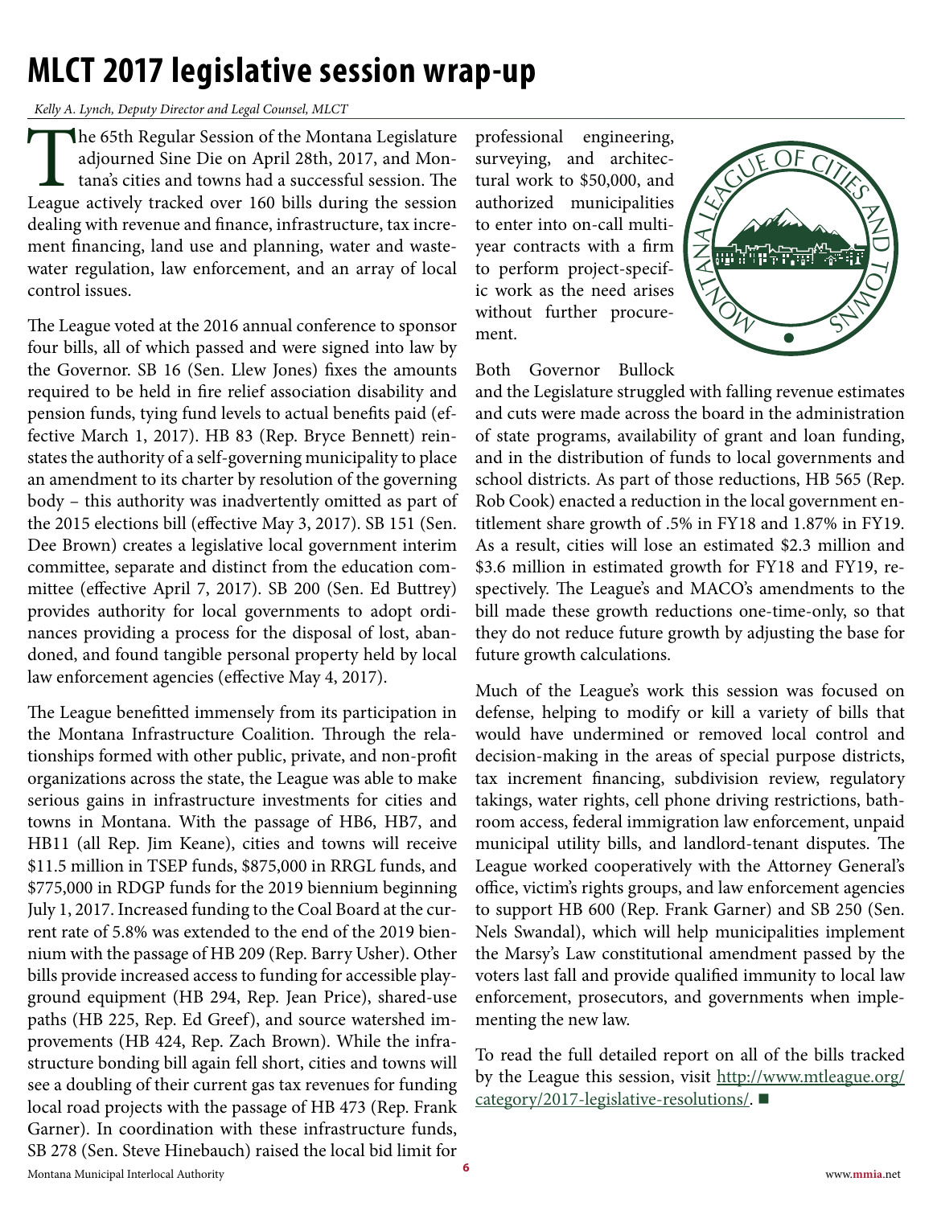# MLCT 2017 legislative session wrap-up

*Kelly A. Lynch, Deputy Director and Legal Counsel, MLCT*

The 65th Regular Session of the Montana Legislature adjourned Sine Die on April 28th, 2017, and Montana's cities and towns had a successful session. The League actively tracked over 160 bills during the session dealing with revenue and finance, infrastructure, tax increment financing, land use and planning, water and wastewater regulation, law enforcement, and an array of local control issues.

The League voted at the 2016 annual conference to sponsor four bills, all of which passed and were signed into law by the Governor. SB 16 (Sen. Llew Jones) fixes the amounts required to be held in fire relief association disability and pension funds, tying fund levels to actual benefits paid (effective March 1, 2017). HB 83 (Rep. Bryce Bennett) reinstates the authority of a self-governing municipality to place an amendment to its charter by resolution of the governing body – this authority was inadvertently omitted as part of the 2015 elections bill (effective May 3, 2017). SB 151 (Sen. Dee Brown) creates a legislative local government interim committee, separate and distinct from the education committee (effective April 7, 2017). SB 200 (Sen. Ed Buttrey) provides authority for local governments to adopt ordinances providing a process for the disposal of lost, abandoned, and found tangible personal property held by local law enforcement agencies (effective May 4, 2017).

The League benefitted immensely from its participation in the Montana Infrastructure Coalition. Through the relationships formed with other public, private, and non-profit organizations across the state, the League was able to make serious gains in infrastructure investments for cities and towns in Montana. With the passage of HB6, HB7, and HB11 (all Rep. Jim Keane), cities and towns will receive \$11.5 million in TSEP funds, \$875,000 in RRGL funds, and \$775,000 in RDGP funds for the 2019 biennium beginning July 1, 2017. Increased funding to the Coal Board at the current rate of 5.8% was extended to the end of the 2019 biennium with the passage of HB 209 (Rep. Barry Usher). Other bills provide increased access to funding for accessible playground equipment (HB 294, Rep. Jean Price), shared-use paths (HB 225, Rep. Ed Greef), and source watershed improvements (HB 424, Rep. Zach Brown). While the infrastructure bonding bill again fell short, cities and towns will see a doubling of their current gas tax revenues for funding local road projects with the passage of HB 473 (Rep. Frank Garner). In coordination with these infrastructure funds, SB 278 (Sen. Steve Hinebauch) raised the local bid limit for professional engineering, surveying, and architectural work to \$50,000, and authorized municipalities to enter into on-call multi-year contracts with a firm to perform project-specific work as the need arises without further procurement.

Both Governor Bullock and the Legislature struggled with falling revenue estimates and cuts were made across the board in the administration of state programs, availability of grant and loan funding, and in the distribution of funds to local governments and school districts. As part of those reductions, HB 565 (Rep. Rob Cook) enacted a reduction in the local government entitlement share growth of .5% in FY18 and 1.87% in FY19. As a result, cities will lose an estimated \$2.3 million and \$3.6 million in estimated growth for FY18 and FY19, respectively. The League's and MACO's amendments to the bill made these growth reductions one-time-only, so that they do not reduce future growth by adjusting the base for future growth calculations.

Much of the League's work this session was focused on defense, helping to modify or kill a variety of bills that would have undermined or removed local control and decision-making in the areas of special purpose districts, tax increment financing, subdivision review, regulatory takings, water rights, cell phone driving restrictions, bathroom access, federal immigration law enforcement, unpaid municipal utility bills, and landlord-tenant disputes. The League worked cooperatively with the Attorney General's office, victim's rights groups, and law enforcement agencies to support HB 600 (Rep. Frank Garner) and SB 250 (Sen. Nels Swandal), which will help municipalities implement the Marsy's Law constitutional amendment passed by the voters last fall and provide qualified immunity to local law enforcement, prosecutors, and governments when implementing the new law.

To read the full detailed report on all of the bills tracked by the League this session, visit http://www.mtleague.org/category/2017-legislative-resolutions/. ■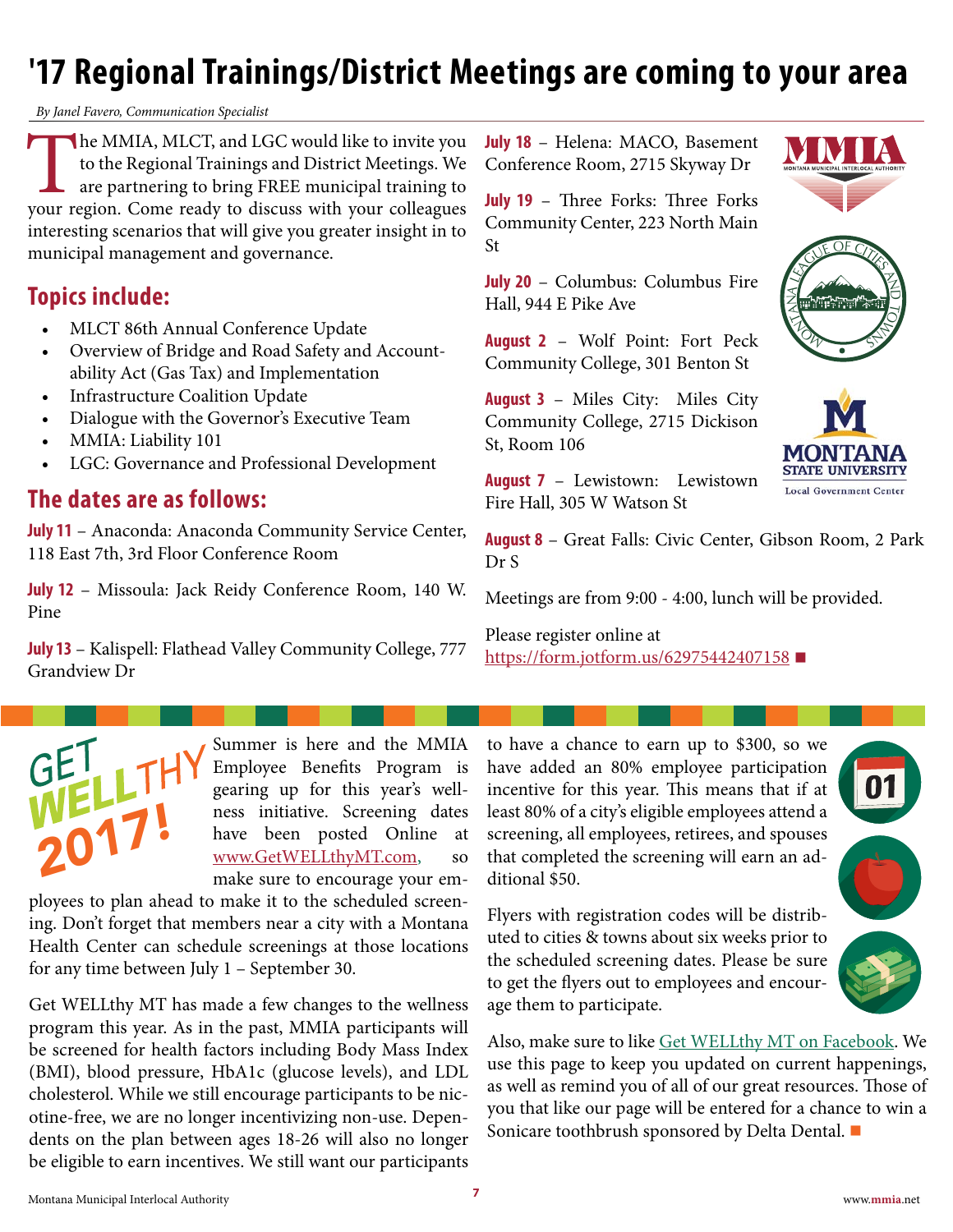# '17 Regional Trainings/District Meetings are coming to your area

*By Janel Favero, Communication Specialist*

The MMIA, MLCT, and LGC would like to invite you to the Regional Trainings and District Meetings. We are partnering to bring FREE municipal training to your region. Come ready to discuss with your colleagues interesting scenarios that will give you greater insight in to municipal management and governance.

## Topics include:

- MLCT 86th Annual Conference Update
- Overview of Bridge and Road Safety and Accountability Act (Gas Tax) and Implementation
- Infrastructure Coalition Update
- Dialogue with the Governor's Executive Team
- MMIA: Liability 101
- LGC: Governance and Professional Development

## The dates are as follows:

**July 11** – Anaconda: Anaconda Community Service Center, 118 East 7th, 3rd Floor Conference Room

**July 12** – Missoula: Jack Reidy Conference Room, 140 W. Pine

**July 13** – Kalispell: Flathead Valley Community College, 777 Grandview Dr

**July 18** – Helena: MACO, Basement Conference Room, 2715 Skyway Dr

**July 19** – Three Forks: Three Forks Community Center, 223 North Main St

**July 20** – Columbus: Columbus Fire Hall, 944 E Pike Ave

**August 2** – Wolf Point: Fort Peck Community College, 301 Benton St

**August 3** – Miles City: Miles City Community College, 2715 Dickison St, Room 106

**August 7** – Lewistown: Lewistown Fire Hall, 305 W Watson St

**August 8** – Great Falls: Civic Center, Gibson Room, 2 Park Dr S

Meetings are from 9:00 - 4:00, lunch will be provided.

Please register online at https://form.jotform.us/62975442407158 ■

## GET WELLTHY 2017!

Summer is here and the MMIA Employee Benefits Program is gearing up for this year's wellness initiative. Screening dates have been posted Online at www.GetWELLthyMT.com, so make sure to encourage your employees to plan ahead to make it to the scheduled screening. Don't forget that members near a city with a Montana Health Center can schedule screenings at those locations for any time between July 1 – September 30.

Get WELLthy MT has made a few changes to the wellness program this year. As in the past, MMIA participants will be screened for health factors including Body Mass Index (BMI), blood pressure, HbA1c (glucose levels), and LDL cholesterol. While we still encourage participants to be nicotine-free, we are no longer incentivizing non-use. Dependents on the plan between ages 18-26 will also no longer be eligible to earn incentives. We still want our participants to have a chance to earn up to $300, so we have added an 80% employee participation incentive for this year. This means that if at least 80% of a city's eligible employees attend a screening, all employees, retirees, and spouses that completed the screening will earn an additional $50.

Flyers with registration codes will be distributed to cities & towns about six weeks prior to the scheduled screening dates. Please be sure to get the flyers out to employees and encourage them to participate.

Also, make sure to like Get WELLthy MT on Facebook. We use this page to keep you updated on current happenings, as well as remind you of all of our great resources. Those of you that like our page will be entered for a chance to win a Sonicare toothbrush sponsored by Delta Dental. ■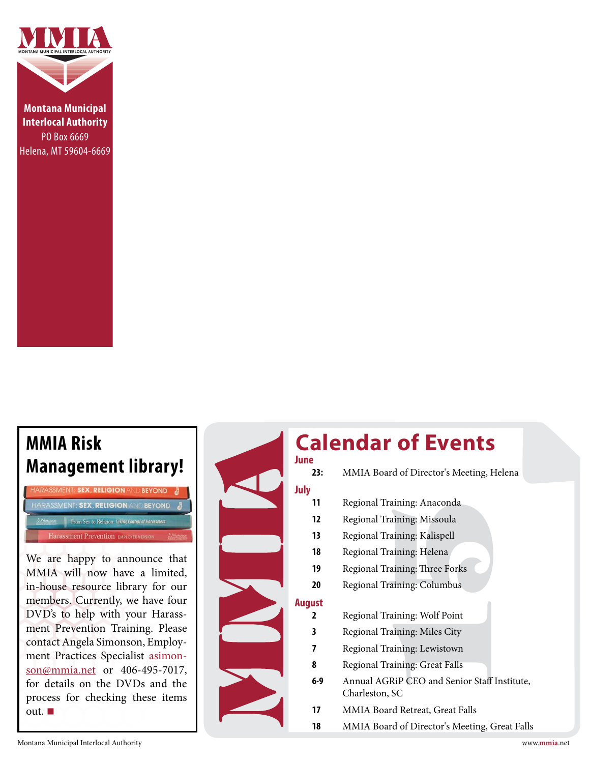**Montana Municipal Interlocal Authority**
PO Box 6669
Helena, MT 59604-6669

## MMIA Risk Management library!

We are happy to announce that MMIA will now have a limited, in-house resource library for our members. Currently, we have four DVD's to help with your Harassment Prevention Training. Please contact Angela Simonson, Employment Practices Specialist asimonson@mmia.net or 406-495-7017, for details on the DVDs and the process for checking these items out. ■

## Calendar of Events

**June**

- **23:** MMIA Board of Director's Meeting, Helena

**July**

- **11** Regional Training: Anaconda
- **12** Regional Training: Missoula
- **13** Regional Training: Kalispell
- **18** Regional Training: Helena
- **19** Regional Training: Three Forks
- **20** Regional Training: Columbus

**August**

- **2** Regional Training: Wolf Point
- **3** Regional Training: Miles City
- **7** Regional Training: Lewistown
- **8** Regional Training: Great Falls
- **6-9** Annual AGRiP CEO and Senior Staff Institute, Charleston, SC
- **17** MMIA Board Retreat, Great Falls
- **18** MMIA Board of Director's Meeting, Great Falls